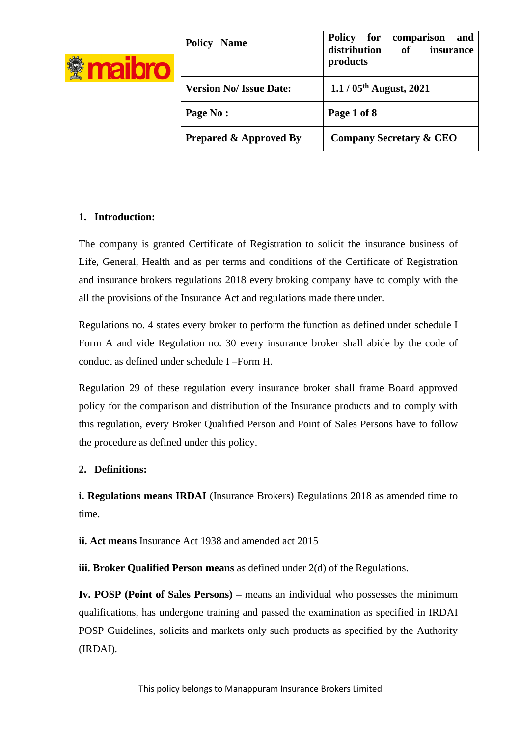| maibro | Policy Name | Policy for comparison and distribution of insurance products |
|---|---|---|
| | Version No/ Issue Date: | 1.1 / 05th August, 2021 |
| | Page No : | Page 1 of 8 |
| | Prepared & Approved By | Company Secretary & CEO |

## 1. Introduction:

The company is granted Certificate of Registration to solicit the insurance business of Life, General, Health and as per terms and conditions of the Certificate of Registration and insurance brokers regulations 2018 every broking company have to comply with the all the provisions of the Insurance Act and regulations made there under.

Regulations no. 4 states every broker to perform the function as defined under schedule I Form A and vide Regulation no. 30 every insurance broker shall abide by the code of conduct as defined under schedule I –Form H.

Regulation 29 of these regulation every insurance broker shall frame Board approved policy for the comparison and distribution of the Insurance products and to comply with this regulation, every Broker Qualified Person and Point of Sales Persons have to follow the procedure as defined under this policy.

## 2. Definitions:

**i. Regulations means IRDAI** (Insurance Brokers) Regulations 2018 as amended time to time.

**ii. Act means** Insurance Act 1938 and amended act 2015

**iii. Broker Qualified Person means** as defined under 2(d) of the Regulations.

**Iv. POSP (Point of Sales Persons)** – means an individual who possesses the minimum qualifications, has undergone training and passed the examination as specified in IRDAI POSP Guidelines, solicits and markets only such products as specified by the Authority (IRDAI).

This policy belongs to Manappuram Insurance Brokers Limited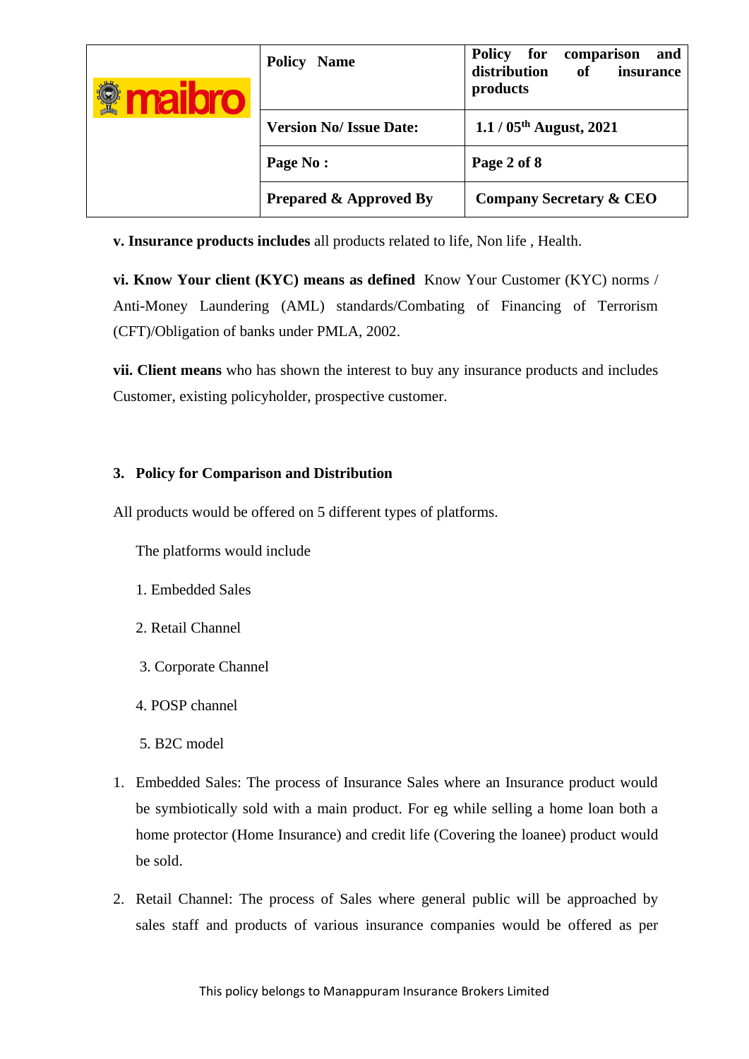**v. Insurance products includes** all products related to life, Non life , Health.

**vi. Know Your client (KYC) means as defined** Know Your Customer (KYC) norms / Anti-Money Laundering (AML) standards/Combating of Financing of Terrorism (CFT)/Obligation of banks under PMLA, 2002.

**vii. Client means** who has shown the interest to buy any insurance products and includes Customer, existing policyholder, prospective customer.

## 3. Policy for Comparison and Distribution

All products would be offered on 5 different types of platforms.

The platforms would include

1. Embedded Sales
2. Retail Channel
3. Corporate Channel
4. POSP channel
5. B2C model

1. Embedded Sales: The process of Insurance Sales where an Insurance product would be symbiotically sold with a main product. For eg while selling a home loan both a home protector (Home Insurance) and credit life (Covering the loanee) product would be sold.

2. Retail Channel: The process of Sales where general public will be approached by sales staff and products of various insurance companies would be offered as per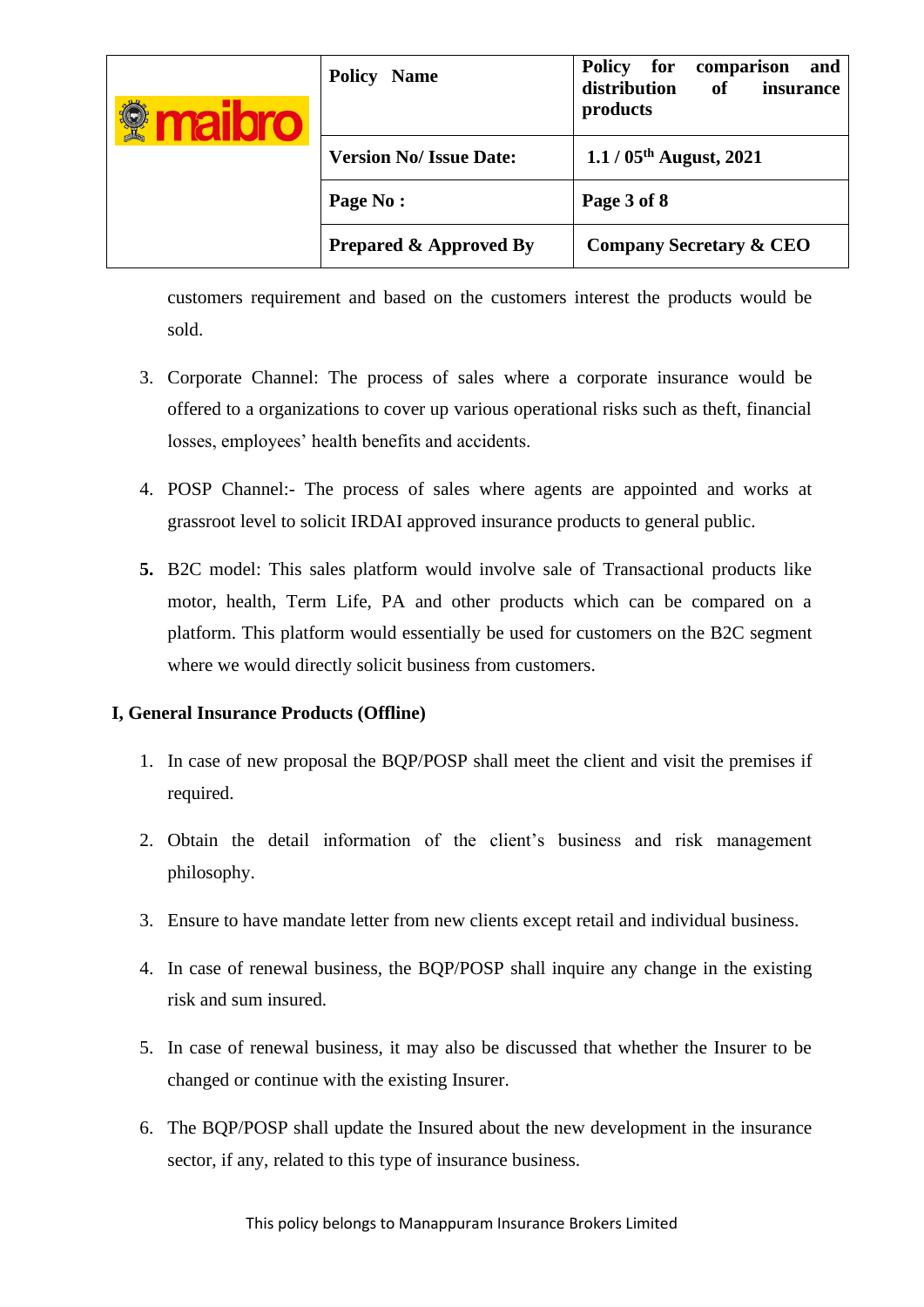customers requirement and based on the customers interest the products would be sold.

3. Corporate Channel: The process of sales where a corporate insurance would be offered to a organizations to cover up various operational risks such as theft, financial losses, employees' health benefits and accidents.

4. POSP Channel:- The process of sales where agents are appointed and works at grassroot level to solicit IRDAI approved insurance products to general public.

5. B2C model: This sales platform would involve sale of Transactional products like motor, health, Term Life, PA and other products which can be compared on a platform. This platform would essentially be used for customers on the B2C segment where we would directly solicit business from customers.

**I, General Insurance Products (Offline)**

1. In case of new proposal the BQP/POSP shall meet the client and visit the premises if required.
2. Obtain the detail information of the client's business and risk management philosophy.
3. Ensure to have mandate letter from new clients except retail and individual business.
4. In case of renewal business, the BQP/POSP shall inquire any change in the existing risk and sum insured.
5. In case of renewal business, it may also be discussed that whether the Insurer to be changed or continue with the existing Insurer.
6. The BQP/POSP shall update the Insured about the new development in the insurance sector, if any, related to this type of insurance business.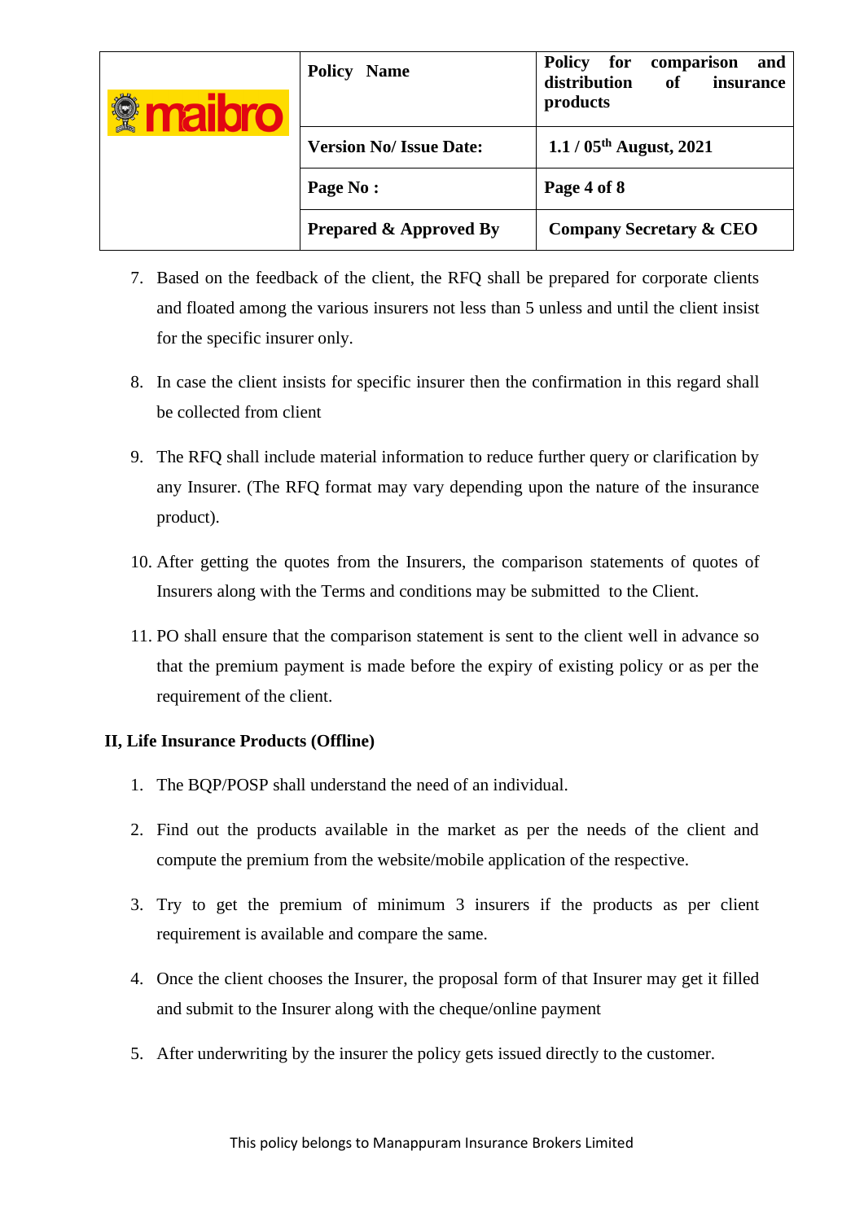7. Based on the feedback of the client, the RFQ shall be prepared for corporate clients and floated among the various insurers not less than 5 unless and until the client insist for the specific insurer only.

8. In case the client insists for specific insurer then the confirmation in this regard shall be collected from client

9. The RFQ shall include material information to reduce further query or clarification by any Insurer. (The RFQ format may vary depending upon the nature of the insurance product).

10. After getting the quotes from the Insurers, the comparison statements of quotes of Insurers along with the Terms and conditions may be submitted to the Client.

11. PO shall ensure that the comparison statement is sent to the client well in advance so that the premium payment is made before the expiry of existing policy or as per the requirement of the client.

**II, Life Insurance Products (Offline)**

1. The BQP/POSP shall understand the need of an individual.

2. Find out the products available in the market as per the needs of the client and compute the premium from the website/mobile application of the respective.

3. Try to get the premium of minimum 3 insurers if the products as per client requirement is available and compare the same.

4. Once the client chooses the Insurer, the proposal form of that Insurer may get it filled and submit to the Insurer along with the cheque/online payment

5. After underwriting by the insurer the policy gets issued directly to the customer.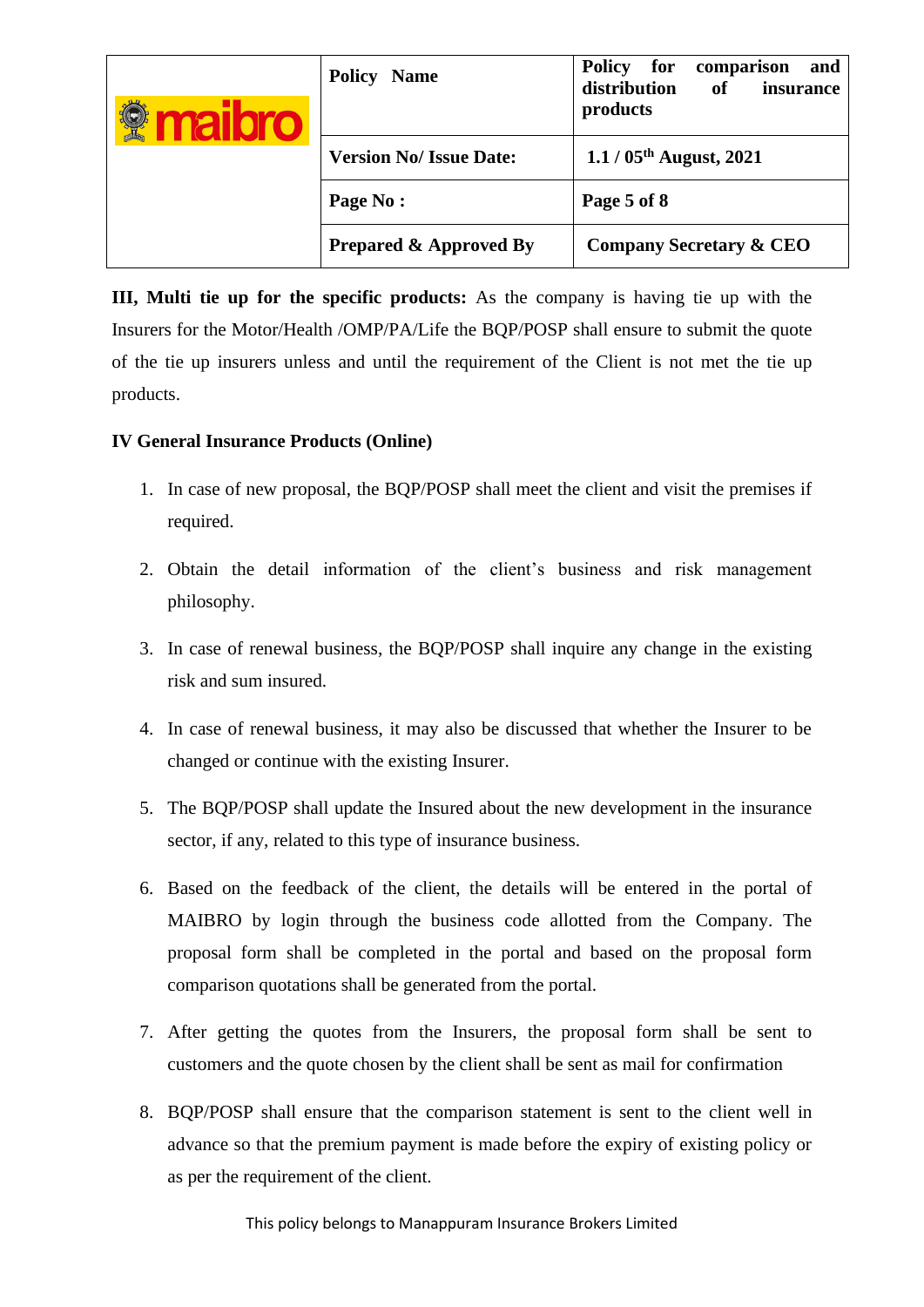**III, Multi tie up for the specific products:** As the company is having tie up with the Insurers for the Motor/Health /OMP/PA/Life the BQP/POSP shall ensure to submit the quote of the tie up insurers unless and until the requirement of the Client is not met the tie up products.

**IV General Insurance Products (Online)**

1. In case of new proposal, the BQP/POSP shall meet the client and visit the premises if required.
2. Obtain the detail information of the client's business and risk management philosophy.
3. In case of renewal business, the BQP/POSP shall inquire any change in the existing risk and sum insured.
4. In case of renewal business, it may also be discussed that whether the Insurer to be changed or continue with the existing Insurer.
5. The BQP/POSP shall update the Insured about the new development in the insurance sector, if any, related to this type of insurance business.
6. Based on the feedback of the client, the details will be entered in the portal of MAIBRO by login through the business code allotted from the Company. The proposal form shall be completed in the portal and based on the proposal form comparison quotations shall be generated from the portal.
7. After getting the quotes from the Insurers, the proposal form shall be sent to customers and the quote chosen by the client shall be sent as mail for confirmation
8. BQP/POSP shall ensure that the comparison statement is sent to the client well in advance so that the premium payment is made before the expiry of existing policy or as per the requirement of the client.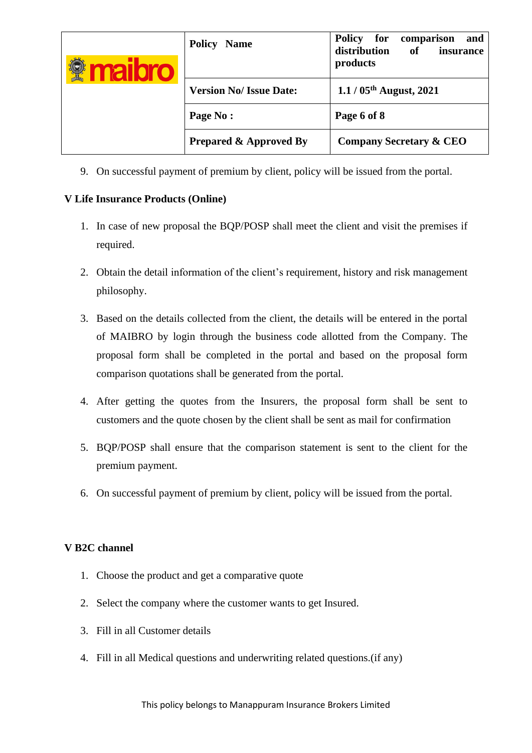9. On successful payment of premium by client, policy will be issued from the portal.

**V Life Insurance Products (Online)**

1. In case of new proposal the BQP/POSP shall meet the client and visit the premises if required.
2. Obtain the detail information of the client's requirement, history and risk management philosophy.
3. Based on the details collected from the client, the details will be entered in the portal of MAIBRO by login through the business code allotted from the Company. The proposal form shall be completed in the portal and based on the proposal form comparison quotations shall be generated from the portal.
4. After getting the quotes from the Insurers, the proposal form shall be sent to customers and the quote chosen by the client shall be sent as mail for confirmation
5. BQP/POSP shall ensure that the comparison statement is sent to the client for the premium payment.
6. On successful payment of premium by client, policy will be issued from the portal.

**V B2C channel**

1. Choose the product and get a comparative quote
2. Select the company where the customer wants to get Insured.
3. Fill in all Customer details
4. Fill in all Medical questions and underwriting related questions.(if any)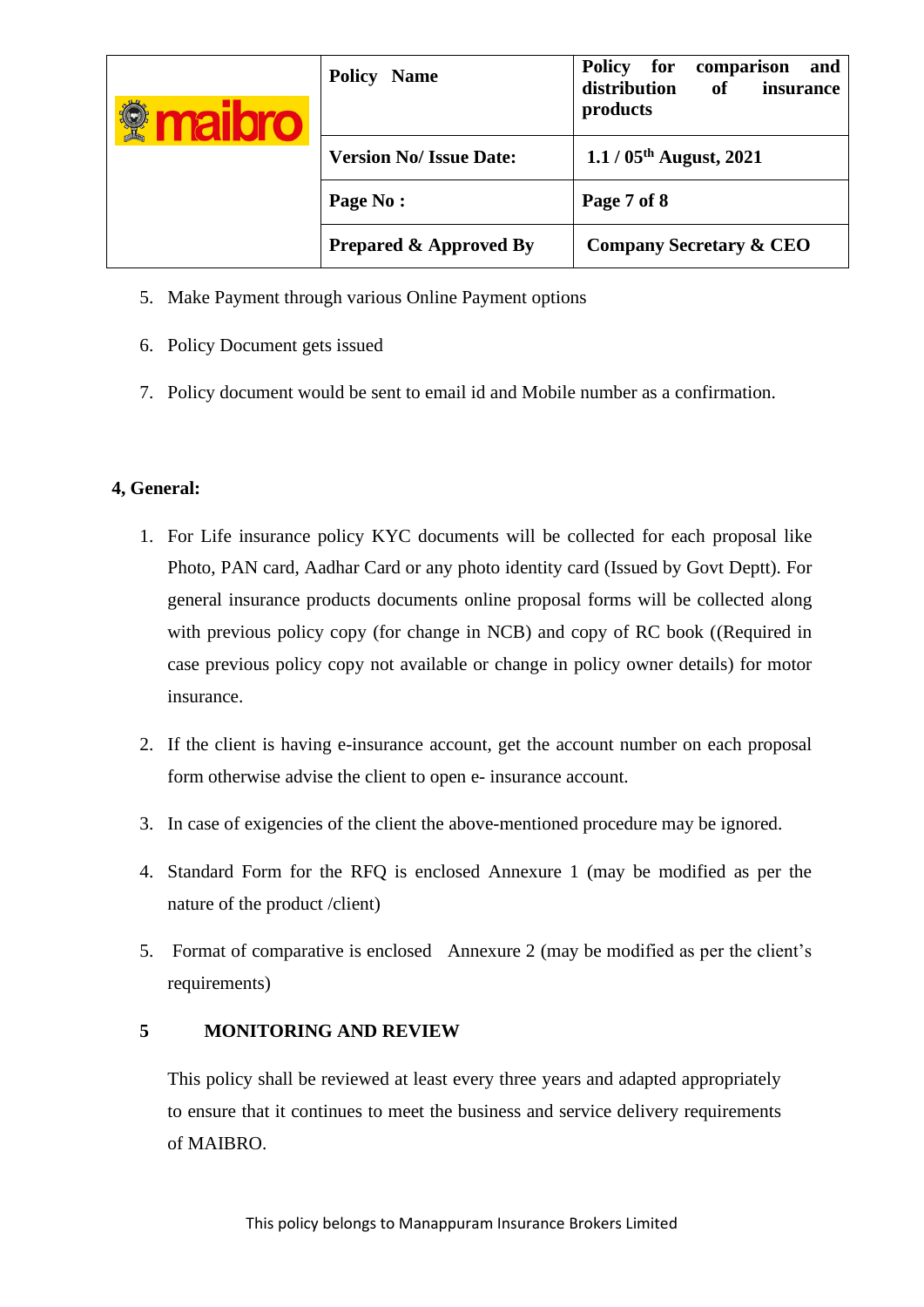5. Make Payment through various Online Payment options
6. Policy Document gets issued
7. Policy document would be sent to email id and Mobile number as a confirmation.

**4, General:**

1. For Life insurance policy KYC documents will be collected for each proposal like Photo, PAN card, Aadhar Card or any photo identity card (Issued by Govt Deptt). For general insurance products documents online proposal forms will be collected along with previous policy copy (for change in NCB) and copy of RC book ((Required in case previous policy copy not available or change in policy owner details) for motor insurance.
2. If the client is having e-insurance account, get the account number on each proposal form otherwise advise the client to open e- insurance account.
3. In case of exigencies of the client the above-mentioned procedure may be ignored.
4. Standard Form for the RFQ is enclosed Annexure 1 (may be modified as per the nature of the product /client)
5. Format of comparative is enclosed Annexure 2 (may be modified as per the client's requirements)

## 5 MONITORING AND REVIEW

This policy shall be reviewed at least every three years and adapted appropriately to ensure that it continues to meet the business and service delivery requirements of MAIBRO.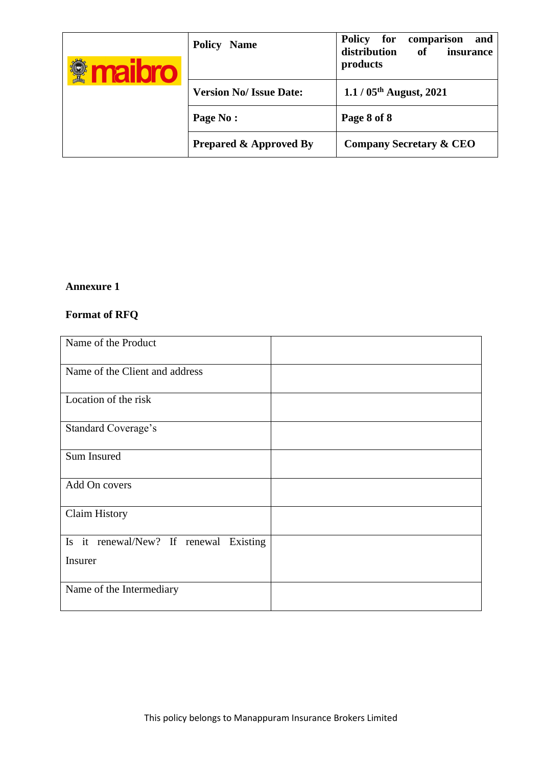**Annexure 1**

**Format of RFQ**

| Name of the Product | |
|---|---|
| Name of the Client and address | |
| Location of the risk | |
| Standard Coverage's | |
| Sum Insured | |
| Add On covers | |
| Claim History | |
| Is it renewal/New? If renewal Existing Insurer | |
| Name of the Intermediary | |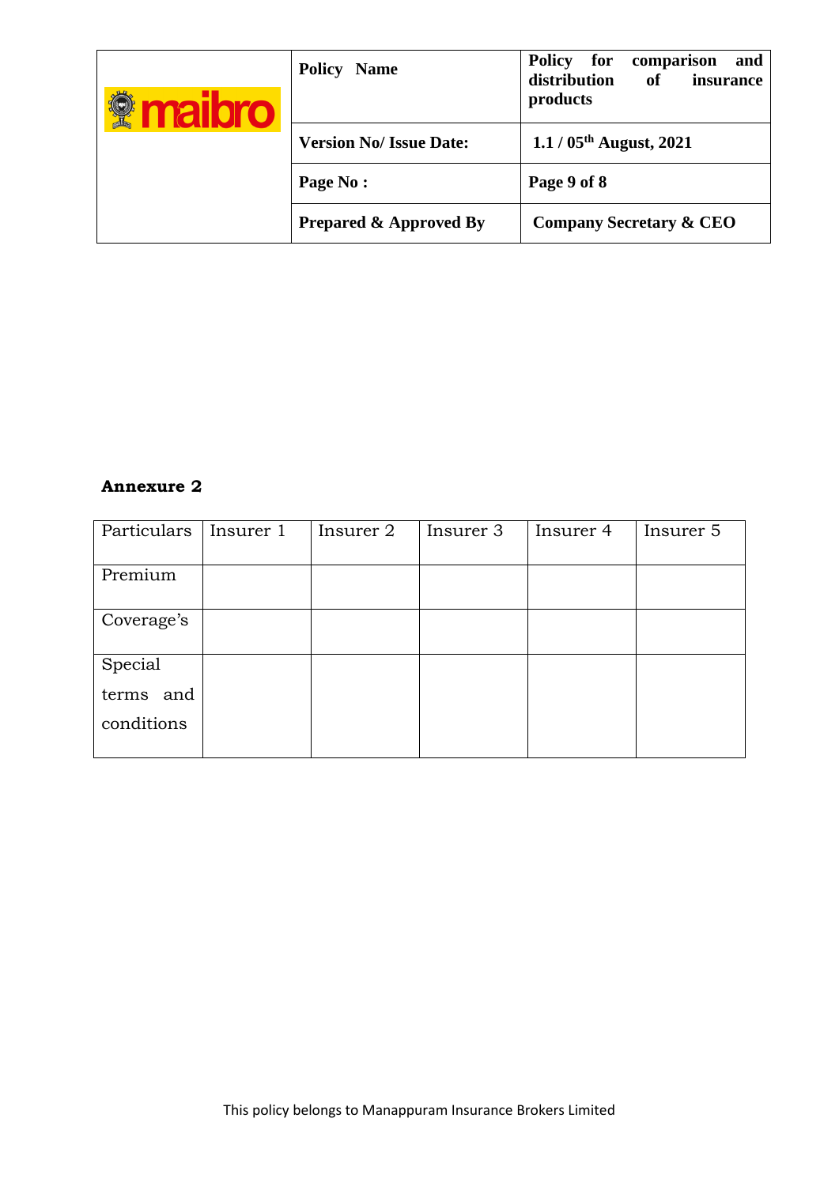**Annexure 2**

| Particulars | Insurer 1 | Insurer 2 | Insurer 3 | Insurer 4 | Insurer 5 |
|---|---|---|---|---|---|
| Premium | | | | | |
| Coverage's | | | | | |
| Special terms and conditions | | | | | |